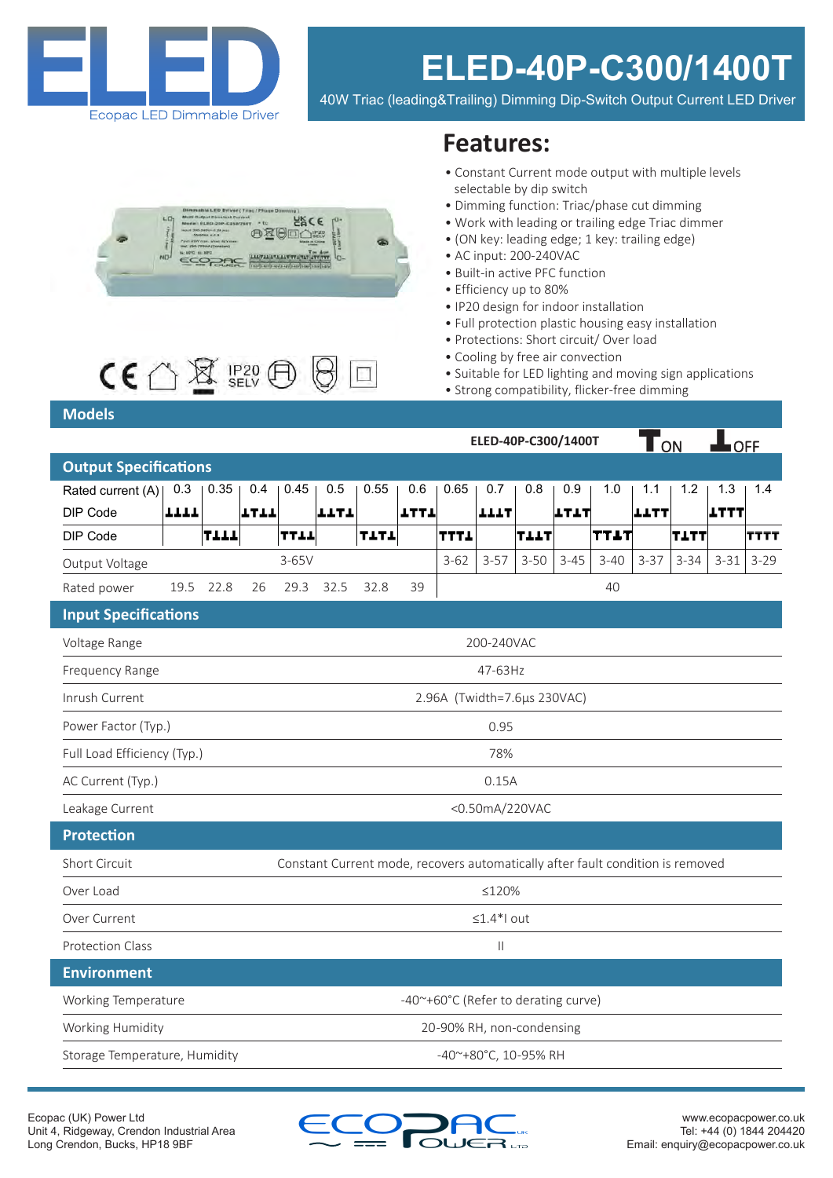# ELED-40P-C300/1400T

40W Triac (leading&Trailing) Dimming Dip-Switch Output Current LED Driver

ELED — Ecopac LED Dimmable Driver

## Features:

- Constant Current mode output with multiple levels selectable by dip switch
- Dimming function: Triac/phase cut dimming
- Work with leading or trailing edge Triac dimmer
- (ON key: leading edge; 1 key: trailing edge)
- AC input: 200-240VAC
- Built-in active PFC function
- Efficiency up to 80%
- IP20 design for indoor installation
- Full protection plastic housing easy installation
- Protections: Short circuit/ Over load
- Cooling by free air convection
- Suitable for LED lighting and moving sign applications
- Strong compatibility, flicker-free dimming

CE IP20 SELV

## Models

ELED-40P-C300/1400T — T ON, ⊥ OFF

### Output Specifications

| Rated current (A) | 0.3 | 0.35 | 0.4 | 0.45 | 0.5 | 0.55 | 0.6 | 0.65 | 0.7 | 0.8 | 0.9 | 1.0 | 1.1 | 1.2 | 1.3 | 1.4 |
|---|---|---|---|---|---|---|---|---|---|---|---|---|---|---|---|---|
| DIP Code | ⊥⊥⊥⊥ | | ⊥T⊥⊥ | | ⊥⊥T⊥ | | ⊥TT⊥ | | ⊥⊥⊥T | | ⊥T⊥T | | ⊥⊥TT | | ⊥TTT | |
| DIP Code | | T⊥⊥⊥ | | TT⊥⊥ | | T⊥T⊥ | | TTT⊥ | | T⊥⊥T | | TT⊥T | | T⊥TT | | TTTT |
| Output Voltage | 3-65V | | | | | | | 3-62 | 3-57 | 3-50 | 3-45 | 3-40 | 3-37 | 3-34 | 3-31 | 3-29 |
| Rated power | 19.5 | 22.8 | 26 | 29.3 | 32.5 | 32.8 | 39 | 40 | | | | | | | | |

### Input Specifications

| Parameter | Value |
|---|---|
| Voltage Range | 200-240VAC |
| Frequency Range | 47-63Hz |
| Inrush Current | 2.96A (Twidth=7.6µs 230VAC) |
| Power Factor (Typ.) | 0.95 |
| Full Load Efficiency (Typ.) | 78% |
| AC Current (Typ.) | 0.15A |
| Leakage Current | <0.50mA/220VAC |

### Protection

| Parameter | Value |
|---|---|
| Short Circuit | Constant Current mode, recovers automatically after fault condition is removed |
| Over Load | ≤120% |
| Over Current | ≤1.4*I out |
| Protection Class | II |

### Environment

| Parameter | Value |
|---|---|
| Working Temperature | -40~+60°C (Refer to derating curve) |
| Working Humidity | 20-90% RH, non-condensing |
| Storage Temperature, Humidity | -40~+80°C, 10-95% RH |

Ecopac (UK) Power Ltd
Unit 4, Ridgeway, Crendon Industrial Area
Long Crendon, Bucks, HP18 9BF

www.ecopacpower.co.uk
Tel: +44 (0) 1844 204420
Email: enquiry@ecopacpower.co.uk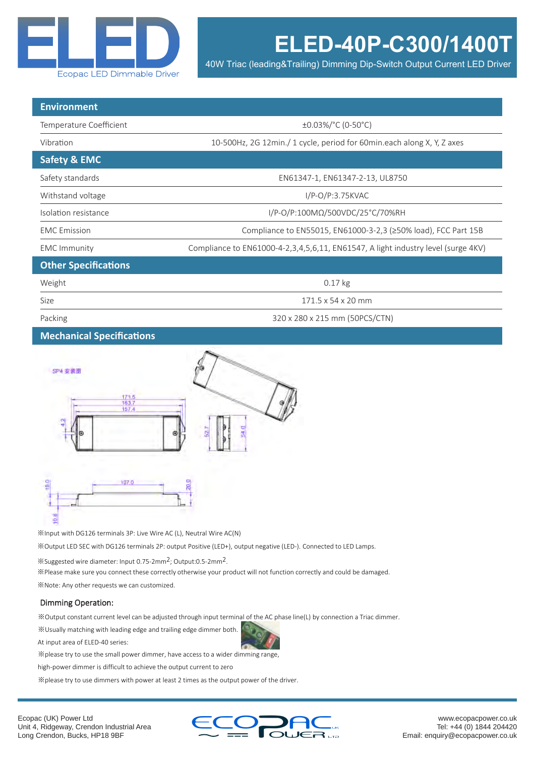# ELED-40P-C300/1400T

40W Triac (leading&Trailing) Dimming Dip-Switch Output Current LED Driver

| Environment | |
|---|---|
| Temperature Coefficient | ±0.03%/°C (0-50°C) |
| Vibration | 10-500Hz, 2G 12min./ 1 cycle, period for 60min.each along X, Y, Z axes |
| **Safety & EMC** | |
| Safety standards | EN61347-1, EN61347-2-13, UL8750 |
| Withstand voltage | I/P-O/P:3.75KVAC |
| Isolation resistance | I/P-O/P:100MΩ/500VDC/25°C/70%RH |
| EMC Emission | Compliance to EN55015, EN61000-3-2,3 (≥50% load), FCC Part 15B |
| EMC Immunity | Compliance to EN61000-4-2,3,4,5,6,11, EN61547, A light industry level (surge 4KV) |
| **Other Specifications** | |
| Weight | 0.17 kg |
| Size | 171.5 x 54 x 20 mm |
| Packing | 320 x 280 x 215 mm (50PCS/CTN) |

## Mechanical Specifications

SP4 安装图

171.5 / 163.7 / 157.4 / 4.2 / 52.7 / 54.0 / 107.0 / 18.0 / 20.0 / 10.8

※Input with DG126 terminals 3P: Live Wire AC (L), Neutral Wire AC(N)

※Output LED SEC with DG126 terminals 2P: output Positive (LED+), output negative (LED-). Connected to LED Lamps.

※Suggested wire diameter: Input 0.75-2mm$^2$; Output:0.5-2mm$^2$.

※Please make sure you connect these correctly otherwise your product will not function correctly and could be damaged.

※Note: Any other requests we can customized.

### Dimming Operation:

※Output constant current level can be adjusted through input terminal of the AC phase line(L) by connection a Triac dimmer.

※Usually matching with leading edge and trailing edge dimmer both.

At input area of ELED-40 series:

※please try to use the small power dimmer, have access to a wider dimming range,

high-power dimmer is difficult to achieve the output current to zero

※please try to use dimmers with power at least 2 times as the output power of the driver.

Ecopac (UK) Power Ltd
Unit 4, Ridgeway, Crendon Industrial Area
Long Crendon, Bucks, HP18 9BF

www.ecopacpower.co.uk
Tel: +44 (0) 1844 204420
Email: enquiry@ecopacpower.co.uk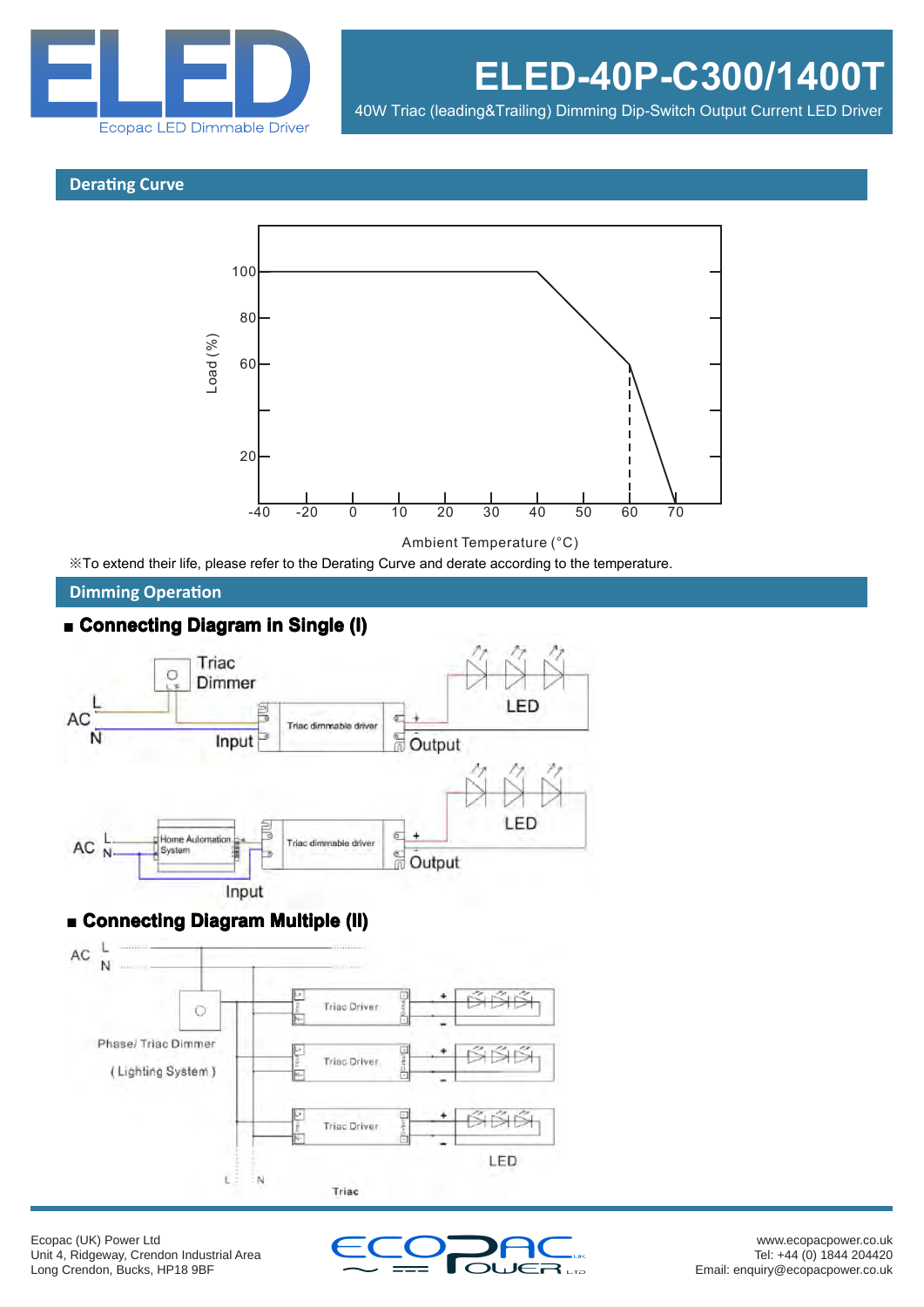# ELED-40P-C300/1400T

40W Triac (leading&Trailing) Dimming Dip-Switch Output Current LED Driver

## Derating Curve

Load (%)

100
80
60
20

-40 -20 0 10 20 30 40 50 60 70

Ambient Temperature (°C)

※To extend their life, please refer to the Derating Curve and derate according to the temperature.

## Dimming Operation

### ■ Connecting Diagram in Single (I)

Triac Dimmer
AC L N
Input
Triac dimmable driver
Output
LED

AC L N
Home Automation System
Input
Triac dimmable driver
Output
LED

### ■ Connecting Diagram Multiple (II)

AC L N
Phase/ Triac Dimmer
( Lighting System )
Triac Driver
Triac Driver
Triac Driver
LED
L N
Triac

Ecopac (UK) Power Ltd
Unit 4, Ridgeway, Crendon Industrial Area
Long Crendon, Bucks, HP18 9BF

www.ecopacpower.co.uk
Tel: +44 (0) 1844 204420
Email: enquiry@ecopacpower.co.uk